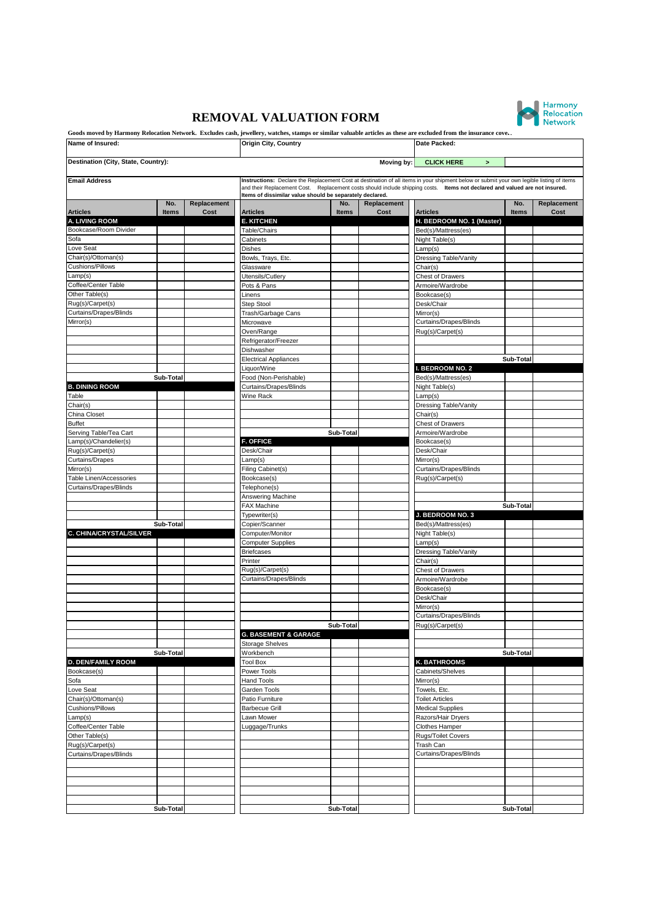# REMOVAL VALUATION FORM

Harmony Relocation Network

**Goods moved by Harmony Relocation Network. Excludes cash, jewellery, watches, stamps or similar valuable articles as these are excluded from the insurance cove..**

| Name of Insured: | Origin City, Country | Date Packed: |
|---|---|---|
| **Destination (City, State, Country):** | **Moving by:** | **CLICK HERE >** |
| **Email Address** | **Instructions:** Declare the Replacement Cost at destination of all items in your shipment below or submit your own legible listing of items and their Replacement Cost. Replacement costs should include shipping costs. **Items not declared and valued are not insured. Items of dissimilar value should be separately declared.** | |

| Articles | No. Items | Replacement Cost | Articles | No. Items | Replacement Cost | Articles | No. Items | Replacement Cost |
|---|---|---|---|---|---|---|---|---|
| **A. LIVING ROOM** | | | **E. KITCHEN** | | | **H. BEDROOM NO. 1 (Master)** | | |
| Bookcase/Room Divider | | | Table/Chairs | | | Bed(s)/Mattress(es) | | |
| Sofa | | | Cabinets | | | Night Table(s) | | |
| Love Seat | | | Dishes | | | Lamp(s) | | |
| Chair(s)/Ottoman(s) | | | Bowls, Trays, Etc. | | | Dressing Table/Vanity | | |
| Cushions/Pillows | | | Glassware | | | Chair(s) | | |
| Lamp(s) | | | Utensils/Cutlery | | | Chest of Drawers | | |
| Coffee/Center Table | | | Pots & Pans | | | Armoire/Wardrobe | | |
| Other Table(s) | | | Linens | | | Bookcase(s) | | |
| Rug(s)/Carpet(s) | | | Step Stool | | | Desk/Chair | | |
| Curtains/Drapes/Blinds | | | Trash/Garbage Cans | | | Mirror(s) | | |
| Mirror(s) | | | Microwave | | | Curtains/Drapes/Blinds | | |
| | | | Oven/Range | | | Rug(s)/Carpet(s) | | |
| | | | Refrigerator/Freezer | | | | | |
| | | | Dishwasher | | | | | |
| | | | Electrical Appliances | | | | Sub-Total | |
| | | | Liquor/Wine | | | **I. BEDROOM NO. 2** | | |
| | Sub-Total | | Food (Non-Perishable) | | | Bed(s)/Mattress(es) | | |
| **B. DINING ROOM** | | | Curtains/Drapes/Blinds | | | Night Table(s) | | |
| Table | | | Wine Rack | | | Lamp(s) | | |
| Chair(s) | | | | | | Dressing Table/Vanity | | |
| China Closet | | | | | | Chair(s) | | |
| Buffet | | | | | | Chest of Drawers | | |
| Serving Table/Tea Cart | | | | Sub-Total | | Armoire/Wardrobe | | |
| Lamp(s)/Chandelier(s) | | | **F. OFFICE** | | | Bookcase(s) | | |
| Rug(s)/Carpet(s) | | | Desk/Chair | | | Desk/Chair | | |
| Curtains/Drapes | | | Lamp(s) | | | Mirror(s) | | |
| Mirror(s) | | | Filing Cabinet(s) | | | Curtains/Drapes/Blinds | | |
| Table Linen/Accessories | | | Bookcase(s) | | | Rug(s)/Carpet(s) | | |
| Curtains/Drapes/Blinds | | | Telephone(s) | | | | | |
| | | | Answering Machine | | | | | |
| | | | FAX Machine | | | | Sub-Total | |
| | | | Typewriter(s) | | | **J. BEDROOM NO. 3** | | |
| | Sub-Total | | Copier/Scanner | | | Bed(s)/Mattress(es) | | |
| **C. CHINA/CRYSTAL/SILVER** | | | Computer/Monitor | | | Night Table(s) | | |
| | | | Computer Supplies | | | Lamp(s) | | |
| | | | Briefcases | | | Dressing Table/Vanity | | |
| | | | Printer | | | Chair(s) | | |
| | | | Rug(s)/Carpet(s) | | | Chest of Drawers | | |
| | | | Curtains/Drapes/Blinds | | | Armoire/Wardrobe | | |
| | | | | | | Bookcase(s) | | |
| | | | | | | Desk/Chair | | |
| | | | | | | Mirror(s) | | |
| | | | | | | Curtains/Drapes/Blinds | | |
| | | | | Sub-Total | | Rug(s)/Carpet(s) | | |
| | | | **G. BASEMENT & GARAGE** | | | | | |
| | | | Storage Shelves | | | | | |
| | Sub-Total | | Workbench | | | | Sub-Total | |
| **D. DEN/FAMILY ROOM** | | | Tool Box | | | **K. BATHROOMS** | | |
| Bookcase(s) | | | Power Tools | | | Cabinets/Shelves | | |
| Sofa | | | Hand Tools | | | Mirror(s) | | |
| Love Seat | | | Garden Tools | | | Towels, Etc. | | |
| Chair(s)/Ottoman(s) | | | Patio Furniture | | | Toilet Articles | | |
| Cushions/Pillows | | | Barbecue Grill | | | Medical Supplies | | |
| Lamp(s) | | | Lawn Mower | | | Razors/Hair Dryers | | |
| Coffee/Center Table | | | Luggage/Trunks | | | Clothes Hamper | | |
| Other Table(s) | | | | | | Rugs/Toilet Covers | | |
| Rug(s)/Carpet(s) | | | | | | Trash Can | | |
| Curtains/Drapes/Blinds | | | | | | Curtains/Drapes/Blinds | | |
| | | | | | | | | |
| | | | | | | | | |
| | | | | | | | | |
| | | | | | | | | |
| | | | | | | | | |
| | Sub-Total | | | Sub-Total | | | Sub-Total | |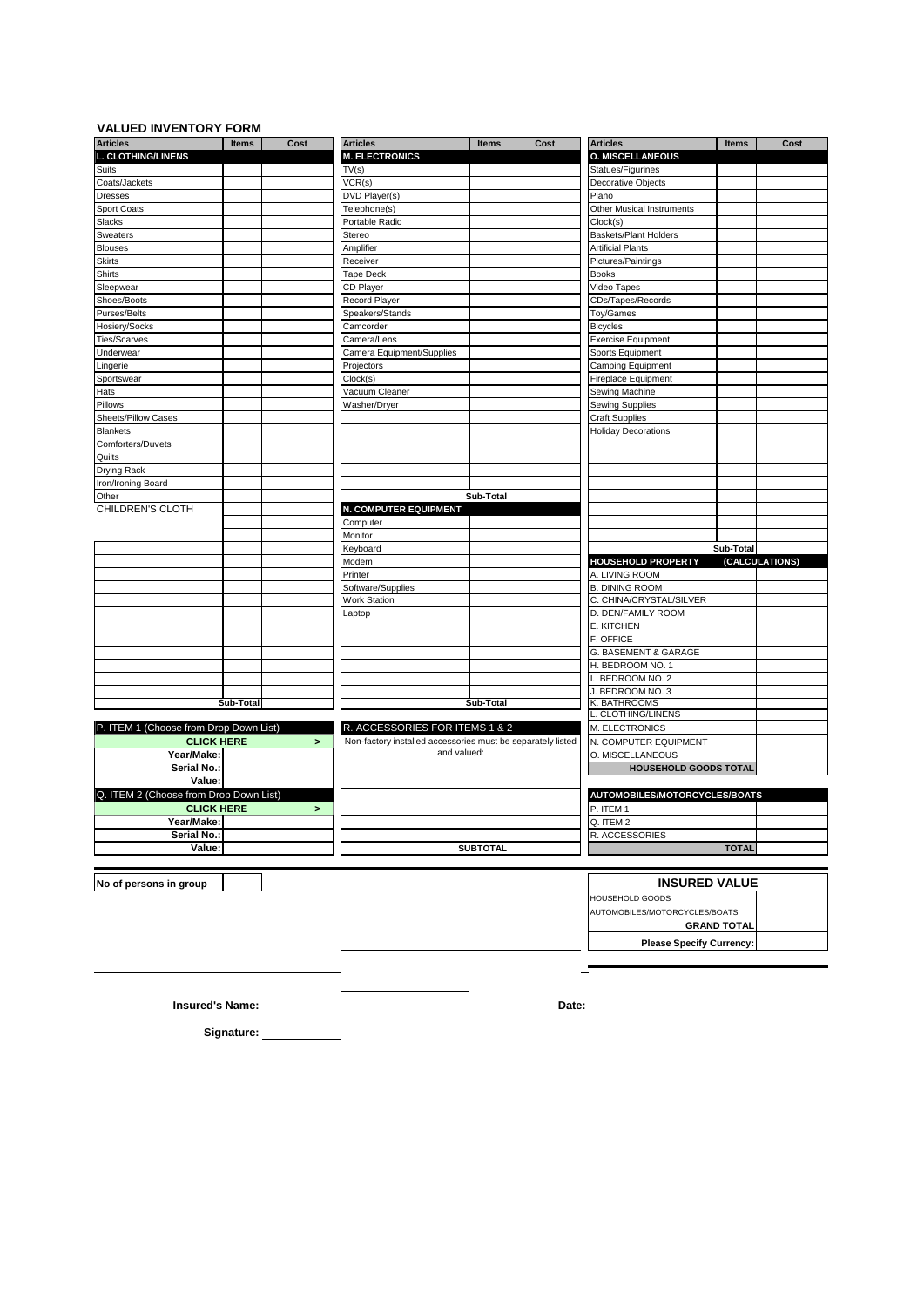## VALUED INVENTORY FORM

| Articles | Items | Cost | Articles | Items | Cost | Articles | Items | Cost |
|---|---|---|---|---|---|---|---|---|
| **L. CLOTHING/LINENS** | | | **M. ELECTRONICS** | | | **O. MISCELLANEOUS** | | |
| Suits | | | TV(s) | | | Statues/Figurines | | |
| Coats/Jackets | | | VCR(s) | | | Decorative Objects | | |
| Dresses | | | DVD Player(s) | | | Piano | | |
| Sport Coats | | | Telephone(s) | | | Other Musical Instruments | | |
| Slacks | | | Portable Radio | | | Clock(s) | | |
| Sweaters | | | Stereo | | | Baskets/Plant Holders | | |
| Blouses | | | Amplifier | | | Artificial Plants | | |
| Skirts | | | Receiver | | | Pictures/Paintings | | |
| Shirts | | | Tape Deck | | | Books | | |
| Sleepwear | | | CD Player | | | Video Tapes | | |
| Shoes/Boots | | | Record Player | | | CDs/Tapes/Records | | |
| Purses/Belts | | | Speakers/Stands | | | Toy/Games | | |
| Hosiery/Socks | | | Camcorder | | | Bicycles | | |
| Ties/Scarves | | | Camera/Lens | | | Exercise Equipment | | |
| Underwear | | | Camera Equipment/Supplies | | | Sports Equipment | | |
| Lingerie | | | Projectors | | | Camping Equipment | | |
| Sportswear | | | Clock(s) | | | Fireplace Equipment | | |
| Hats | | | Vacuum Cleaner | | | Sewing Machine | | |
| Pillows | | | Washer/Dryer | | | Sewing Supplies | | |
| Sheets/Pillow Cases | | | | | | Craft Supplies | | |
| Blankets | | | | | | Holiday Decorations | | |
| Comforters/Duvets | | | | | | | | |
| Quilts | | | | | | | | |
| Drying Rack | | | | | | | | |
| Iron/Ironing Board | | | | | | | | |
| Other | | | | Sub-Total | | | | |
| CHILDREN'S CLOTH | | | **N. COMPUTER EQUIPMENT** | | | | | |
| | | | Computer | | | | | |
| | | | Monitor | | | | | |
| | | | Keyboard | | | | Sub-Total | |
| | | | Modem | | | **HOUSEHOLD PROPERTY** | **(CALCULATIONS)** | |
| | | | Printer | | | A. LIVING ROOM | | |
| | | | Software/Supplies | | | B. DINING ROOM | | |
| | | | Work Station | | | C. CHINA/CRYSTAL/SILVER | | |
| | | | Laptop | | | D. DEN/FAMILY ROOM | | |
| | | | | | | E. KITCHEN | | |
| | | | | | | F. OFFICE | | |
| | | | | | | G. BASEMENT & GARAGE | | |
| | | | | | | H. BEDROOM NO. 1 | | |
| | | | | | | I. BEDROOM NO. 2 | | |
| | | | | | | J. BEDROOM NO. 3 | | |
| | Sub-Total | | | Sub-Total | | K. BATHROOMS | | |
| | | | | | | L. CLOTHING/LINENS | | |
| P. ITEM 1 (Choose from Drop Down List) | | | R. ACCESSORIES FOR ITEMS 1 & 2 | | | M. ELECTRONICS | | |
| **CLICK HERE** | | > | Non-factory installed accessories must be separately listed and valued: | | | N. COMPUTER EQUIPMENT | | |
| **Year/Make:** | | | | | | O. MISCELLANEOUS | | |
| **Serial No.:** | | | | | | | **HOUSEHOLD GOODS TOTAL** | |
| **Value:** | | | | | | | | |
| Q. ITEM 2 (Choose from Drop Down List) | | | | | | **AUTOMOBILES/MOTORCYCLES/BOATS** | | |
| **CLICK HERE** | | > | | | | P. ITEM 1 | | |
| **Year/Make:** | | | | | | Q. ITEM 2 | | |
| **Serial No.:** | | | | | | R. ACCESSORIES | | |
| **Value:** | | | | **SUBTOTAL** | | | **TOTAL** | |

**No of persons in group**

| INSURED VALUE | |
|---|---|
| HOUSEHOLD GOODS | |
| AUTOMOBILES/MOTORCYCLES/BOATS | |
| **GRAND TOTAL** | |
| **Please Specify Currency:** | |

**Insured's Name:** ____________________ **Date:** ____________________

**Signature:** ____________________